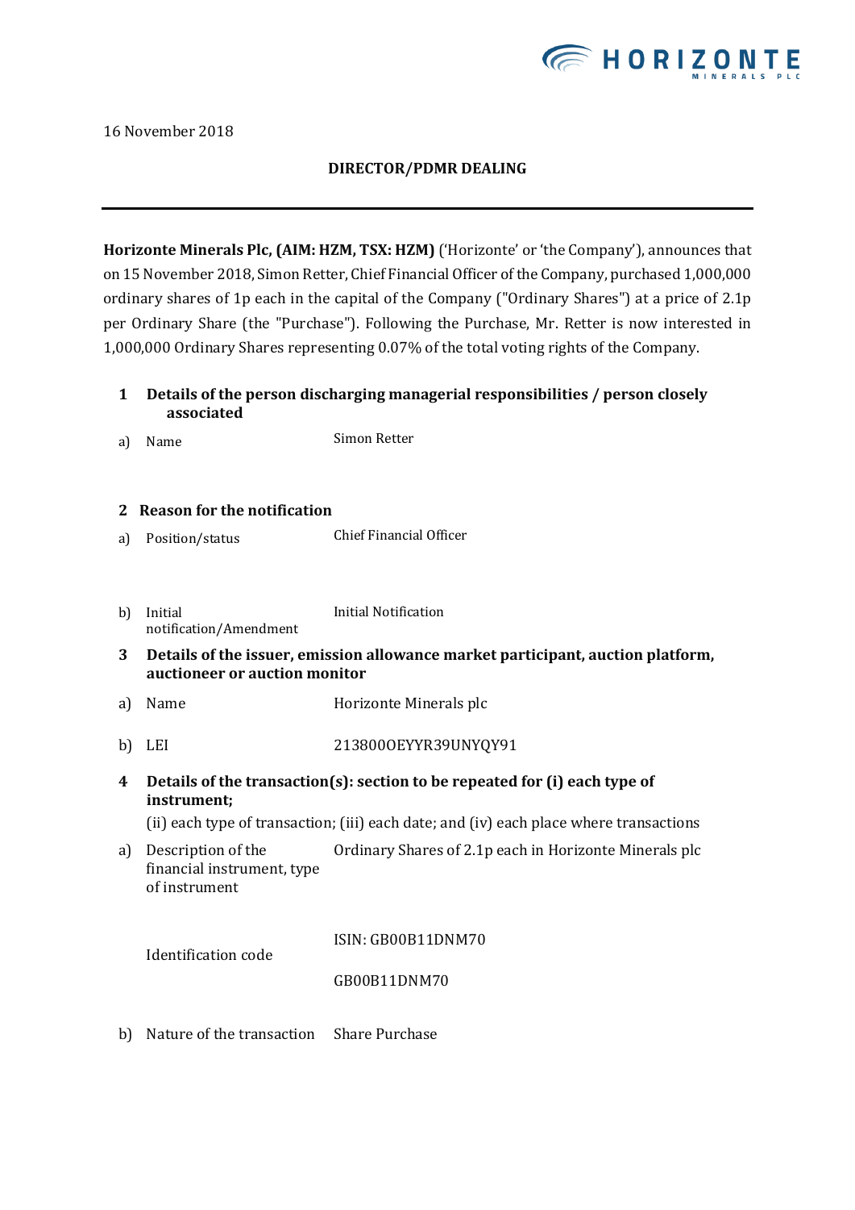16 November 2018

**DIRECTOR/PDMR DEALING**

---

**Horizonte Minerals Plc, (AIM: HZM, TSX: HZM)** ('Horizonte' or 'the Company'), announces that on 15 November 2018, Simon Retter, Chief Financial Officer of the Company, purchased 1,000,000 ordinary shares of 1p each in the capital of the Company ("Ordinary Shares") at a price of 2.1p per Ordinary Share (the "Purchase"). Following the Purchase, Mr. Retter is now interested in 1,000,000 Ordinary Shares representing 0.07% of the total voting rights of the Company.

| | | |
|---|---|---|
| **1** | **Details of the person discharging managerial responsibilities / person closely associated** | |
| a) | Name | Simon Retter |
| **2** | **Reason for the notification** | |
| a) | Position/status | Chief Financial Officer |
| b) | Initial notification/Amendment | Initial Notification |
| **3** | **Details of the issuer, emission allowance market participant, auction platform, auctioneer or auction monitor** | |
| a) | Name | Horizonte Minerals plc |
| b) | LEI | 213800OEYYR39UNYQY91 |
| **4** | **Details of the transaction(s): section to be repeated for (i) each type of instrument;** (ii) each type of transaction; (iii) each date; and (iv) each place where transactions | |
| a) | Description of the financial instrument, type of instrument | Ordinary Shares of 2.1p each in Horizonte Minerals plc |
| | Identification code | ISIN: GB00B11DNM70<br>GB00B11DNM70 |
| b) | Nature of the transaction | Share Purchase |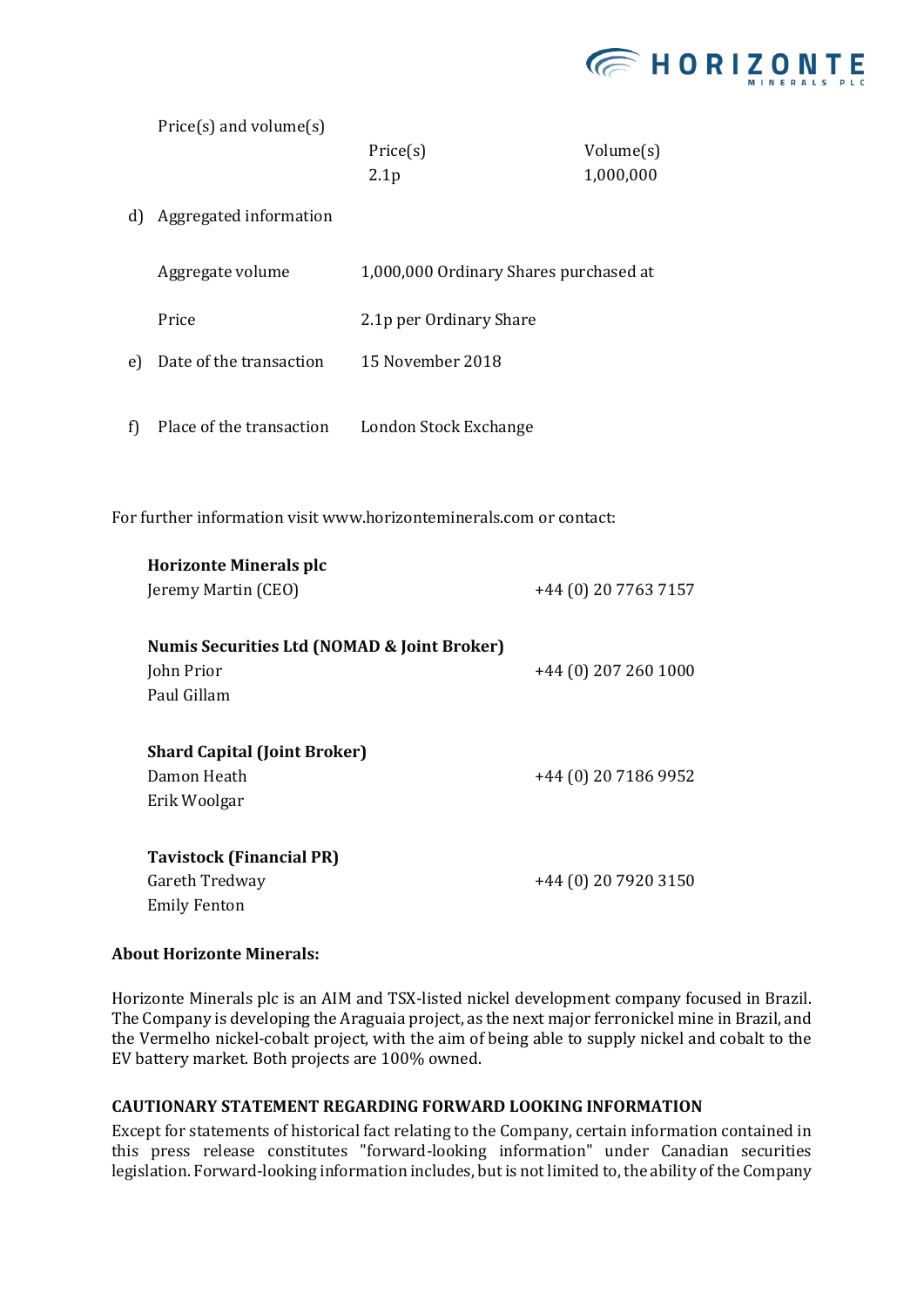| | | | |
|---|---|---|---|
| | Price(s) and volume(s) | | |
| | | Price(s) | Volume(s) |
| | | 2.1p | 1,000,000 |
| d) | Aggregated information | | |
| | Aggregate volume | 1,000,000 Ordinary Shares purchased at | |
| | Price | 2.1p per Ordinary Share | |
| e) | Date of the transaction | 15 November 2018 | |
| f) | Place of the transaction | London Stock Exchange | |

For further information visit www.horizonteminerals.com or contact:

**Horizonte Minerals plc**
Jeremy Martin (CEO) +44 (0) 20 7763 7157

**Numis Securities Ltd (NOMAD & Joint Broker)**
John Prior +44 (0) 207 260 1000
Paul Gillam

**Shard Capital (Joint Broker)**
Damon Heath +44 (0) 20 7186 9952
Erik Woolgar

**Tavistock (Financial PR)**
Gareth Tredway +44 (0) 20 7920 3150
Emily Fenton

**About Horizonte Minerals:**

Horizonte Minerals plc is an AIM and TSX-listed nickel development company focused in Brazil. The Company is developing the Araguaia project, as the next major ferronickel mine in Brazil, and the Vermelho nickel-cobalt project, with the aim of being able to supply nickel and cobalt to the EV battery market. Both projects are 100% owned.

**CAUTIONARY STATEMENT REGARDING FORWARD LOOKING INFORMATION**

Except for statements of historical fact relating to the Company, certain information contained in this press release constitutes "forward-looking information" under Canadian securities legislation. Forward-looking information includes, but is not limited to, the ability of the Company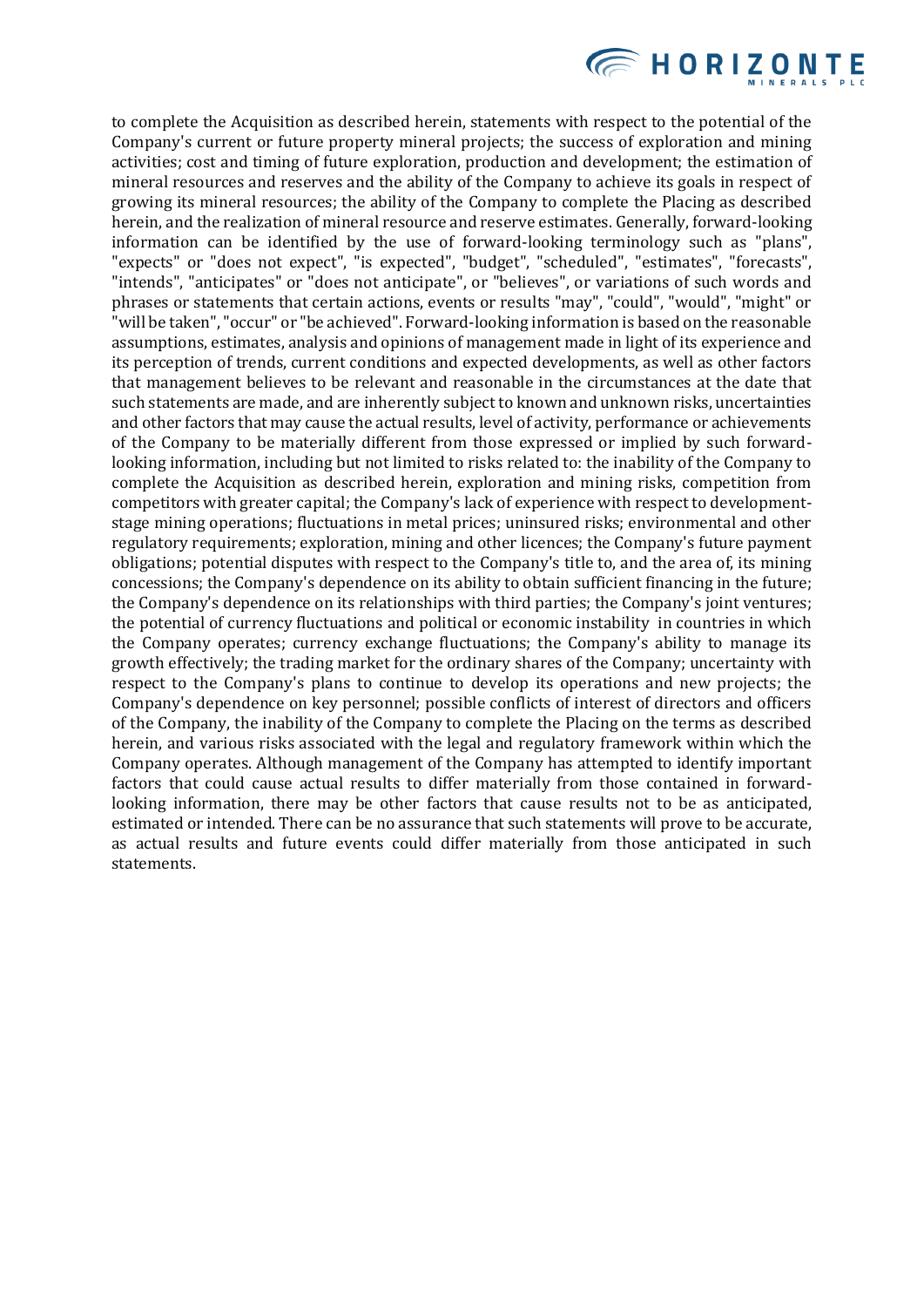to complete the Acquisition as described herein, statements with respect to the potential of the Company's current or future property mineral projects; the success of exploration and mining activities; cost and timing of future exploration, production and development; the estimation of mineral resources and reserves and the ability of the Company to achieve its goals in respect of growing its mineral resources; the ability of the Company to complete the Placing as described herein, and the realization of mineral resource and reserve estimates. Generally, forward-looking information can be identified by the use of forward-looking terminology such as "plans", "expects" or "does not expect", "is expected", "budget", "scheduled", "estimates", "forecasts", "intends", "anticipates" or "does not anticipate", or "believes", or variations of such words and phrases or statements that certain actions, events or results "may", "could", "would", "might" or "will be taken", "occur" or "be achieved". Forward-looking information is based on the reasonable assumptions, estimates, analysis and opinions of management made in light of its experience and its perception of trends, current conditions and expected developments, as well as other factors that management believes to be relevant and reasonable in the circumstances at the date that such statements are made, and are inherently subject to known and unknown risks, uncertainties and other factors that may cause the actual results, level of activity, performance or achievements of the Company to be materially different from those expressed or implied by such forward-looking information, including but not limited to risks related to: the inability of the Company to complete the Acquisition as described herein, exploration and mining risks, competition from competitors with greater capital; the Company's lack of experience with respect to development-stage mining operations; fluctuations in metal prices; uninsured risks; environmental and other regulatory requirements; exploration, mining and other licences; the Company's future payment obligations; potential disputes with respect to the Company's title to, and the area of, its mining concessions; the Company's dependence on its ability to obtain sufficient financing in the future; the Company's dependence on its relationships with third parties; the Company's joint ventures; the potential of currency fluctuations and political or economic instability in countries in which the Company operates; currency exchange fluctuations; the Company's ability to manage its growth effectively; the trading market for the ordinary shares of the Company; uncertainty with respect to the Company's plans to continue to develop its operations and new projects; the Company's dependence on key personnel; possible conflicts of interest of directors and officers of the Company, the inability of the Company to complete the Placing on the terms as described herein, and various risks associated with the legal and regulatory framework within which the Company operates. Although management of the Company has attempted to identify important factors that could cause actual results to differ materially from those contained in forward-looking information, there may be other factors that cause results not to be as anticipated, estimated or intended. There can be no assurance that such statements will prove to be accurate, as actual results and future events could differ materially from those anticipated in such statements.